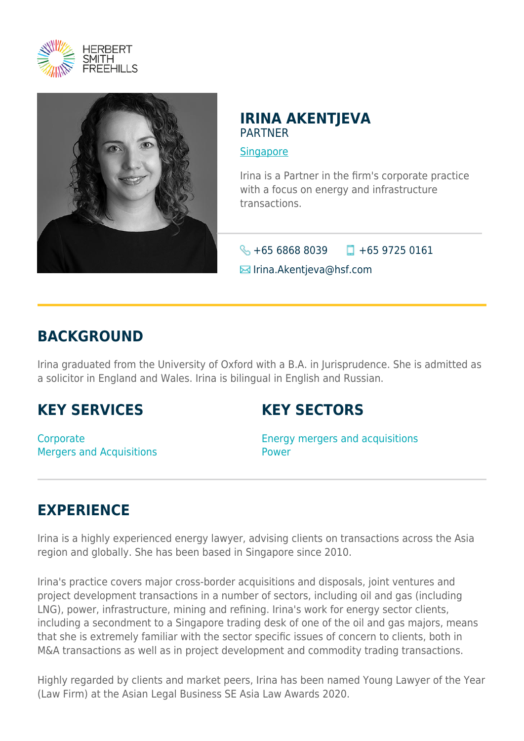# IRINA AKENTJEVA

PARTNER

Singapore

Irina is a Partner in the firm's corporate practice with a focus on energy and infrastructure transactions.

+65 6868 8039 +65 9725 0161

Irina.Akentjeva@hsf.com

## BACKGROUND

Irina graduated from the University of Oxford with a B.A. in Jurisprudence. She is admitted as a solicitor in England and Wales. Irina is bilingual in English and Russian.

## KEY SERVICES

Corporate
Mergers and Acquisitions

## KEY SECTORS

Energy mergers and acquisitions
Power

## EXPERIENCE

Irina is a highly experienced energy lawyer, advising clients on transactions across the Asia region and globally. She has been based in Singapore since 2010.

Irina's practice covers major cross-border acquisitions and disposals, joint ventures and project development transactions in a number of sectors, including oil and gas (including LNG), power, infrastructure, mining and refining. Irina's work for energy sector clients, including a secondment to a Singapore trading desk of one of the oil and gas majors, means that she is extremely familiar with the sector specific issues of concern to clients, both in M&A transactions as well as in project development and commodity trading transactions.

Highly regarded by clients and market peers, Irina has been named Young Lawyer of the Year (Law Firm) at the Asian Legal Business SE Asia Law Awards 2020.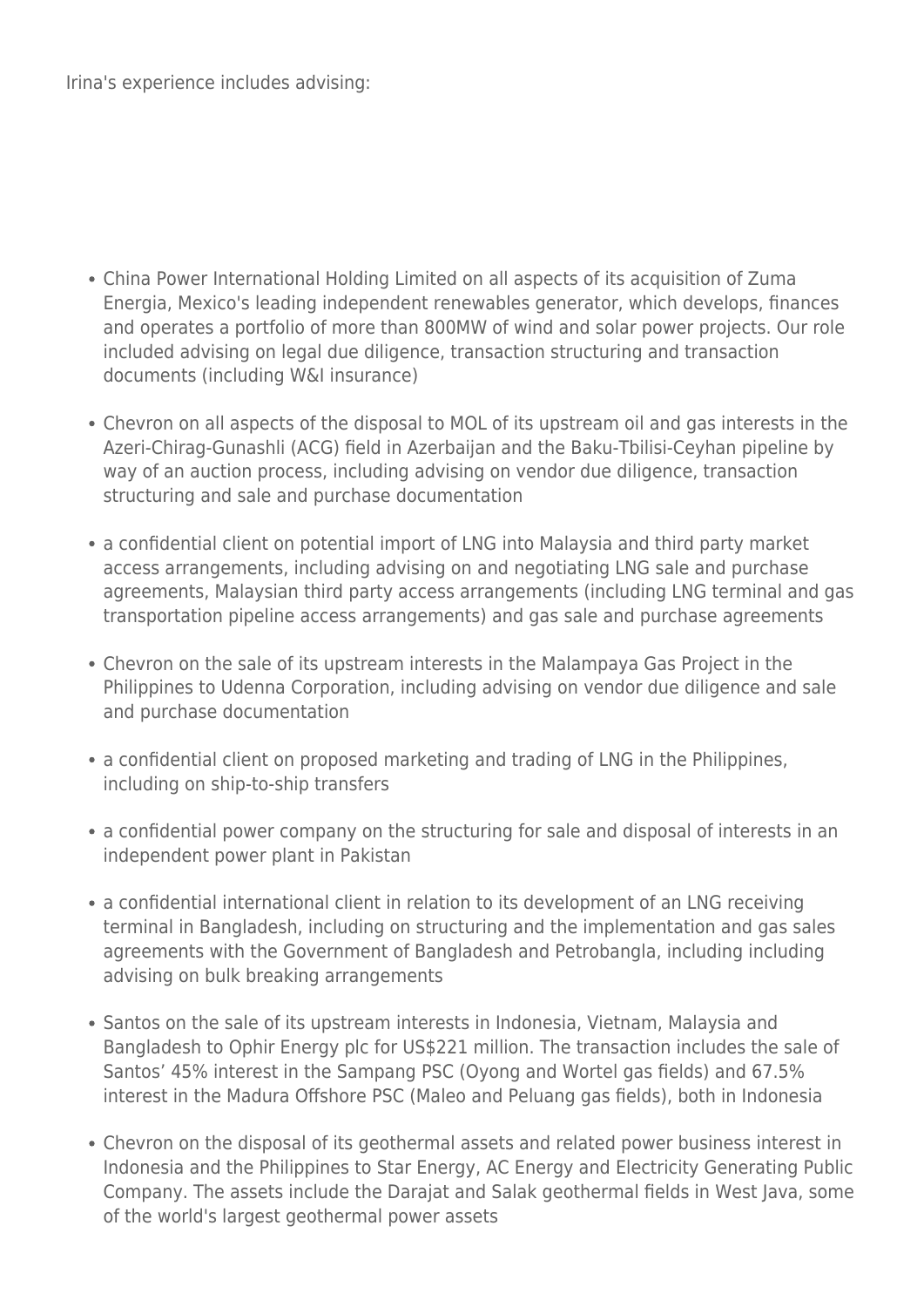Irina's experience includes advising:

- China Power International Holding Limited on all aspects of its acquisition of Zuma Energia, Mexico's leading independent renewables generator, which develops, finances and operates a portfolio of more than 800MW of wind and solar power projects. Our role included advising on legal due diligence, transaction structuring and transaction documents (including W&I insurance)
- Chevron on all aspects of the disposal to MOL of its upstream oil and gas interests in the Azeri-Chirag-Gunashli (ACG) field in Azerbaijan and the Baku-Tbilisi-Ceyhan pipeline by way of an auction process, including advising on vendor due diligence, transaction structuring and sale and purchase documentation
- a confidential client on potential import of LNG into Malaysia and third party market access arrangements, including advising on and negotiating LNG sale and purchase agreements, Malaysian third party access arrangements (including LNG terminal and gas transportation pipeline access arrangements) and gas sale and purchase agreements
- Chevron on the sale of its upstream interests in the Malampaya Gas Project in the Philippines to Udenna Corporation, including advising on vendor due diligence and sale and purchase documentation
- a confidential client on proposed marketing and trading of LNG in the Philippines, including on ship-to-ship transfers
- a confidential power company on the structuring for sale and disposal of interests in an independent power plant in Pakistan
- a confidential international client in relation to its development of an LNG receiving terminal in Bangladesh, including on structuring and the implementation and gas sales agreements with the Government of Bangladesh and Petrobangla, including including advising on bulk breaking arrangements
- Santos on the sale of its upstream interests in Indonesia, Vietnam, Malaysia and Bangladesh to Ophir Energy plc for US$221 million. The transaction includes the sale of Santos' 45% interest in the Sampang PSC (Oyong and Wortel gas fields) and 67.5% interest in the Madura Offshore PSC (Maleo and Peluang gas fields), both in Indonesia
- Chevron on the disposal of its geothermal assets and related power business interest in Indonesia and the Philippines to Star Energy, AC Energy and Electricity Generating Public Company. The assets include the Darajat and Salak geothermal fields in West Java, some of the world's largest geothermal power assets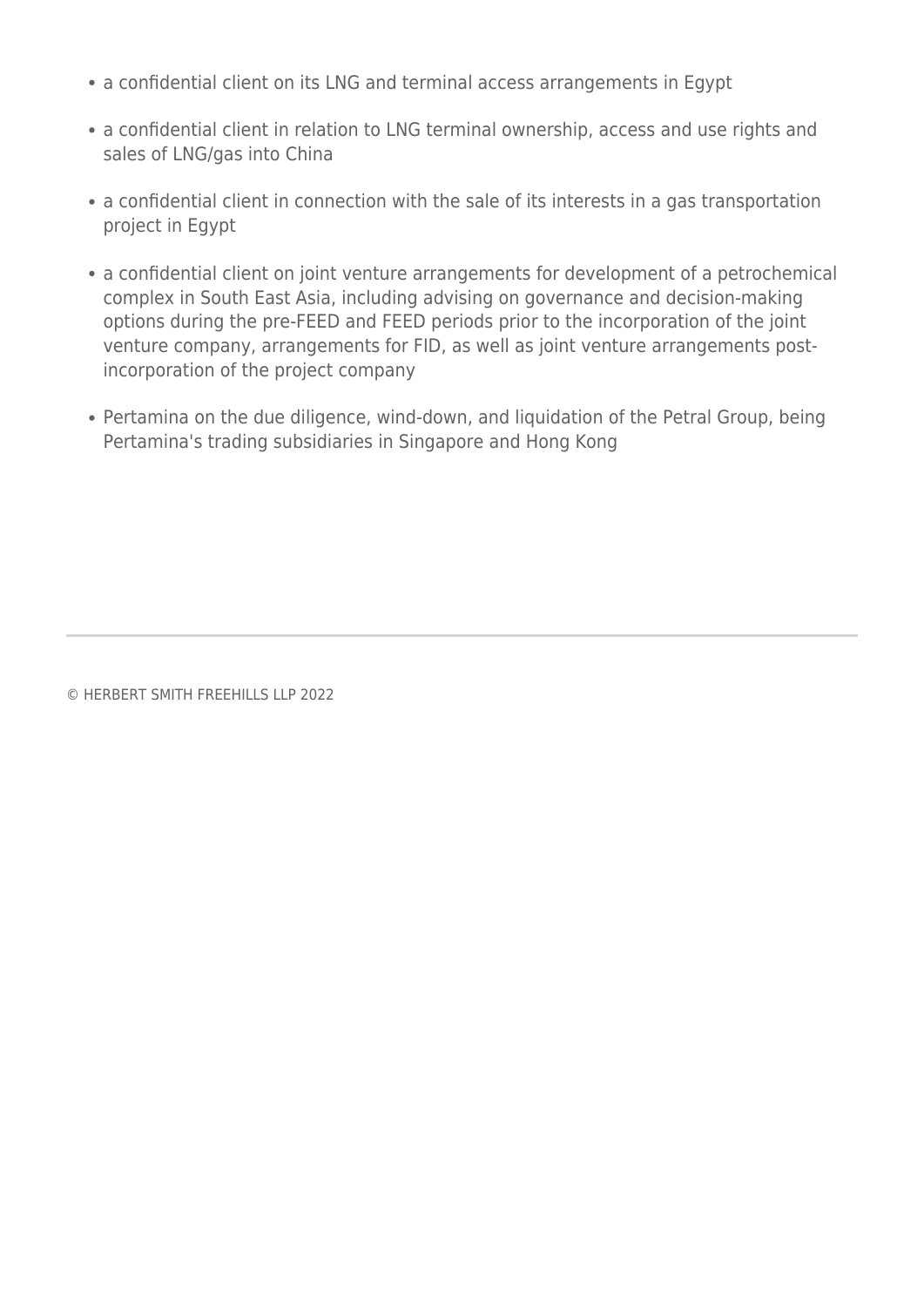- a confidential client on its LNG and terminal access arrangements in Egypt
- a confidential client in relation to LNG terminal ownership, access and use rights and sales of LNG/gas into China
- a confidential client in connection with the sale of its interests in a gas transportation project in Egypt
- a confidential client on joint venture arrangements for development of a petrochemical complex in South East Asia, including advising on governance and decision-making options during the pre-FEED and FEED periods prior to the incorporation of the joint venture company, arrangements for FID, as well as joint venture arrangements post-incorporation of the project company
- Pertamina on the due diligence, wind-down, and liquidation of the Petral Group, being Pertamina's trading subsidiaries in Singapore and Hong Kong

© HERBERT SMITH FREEHILLS LLP 2022